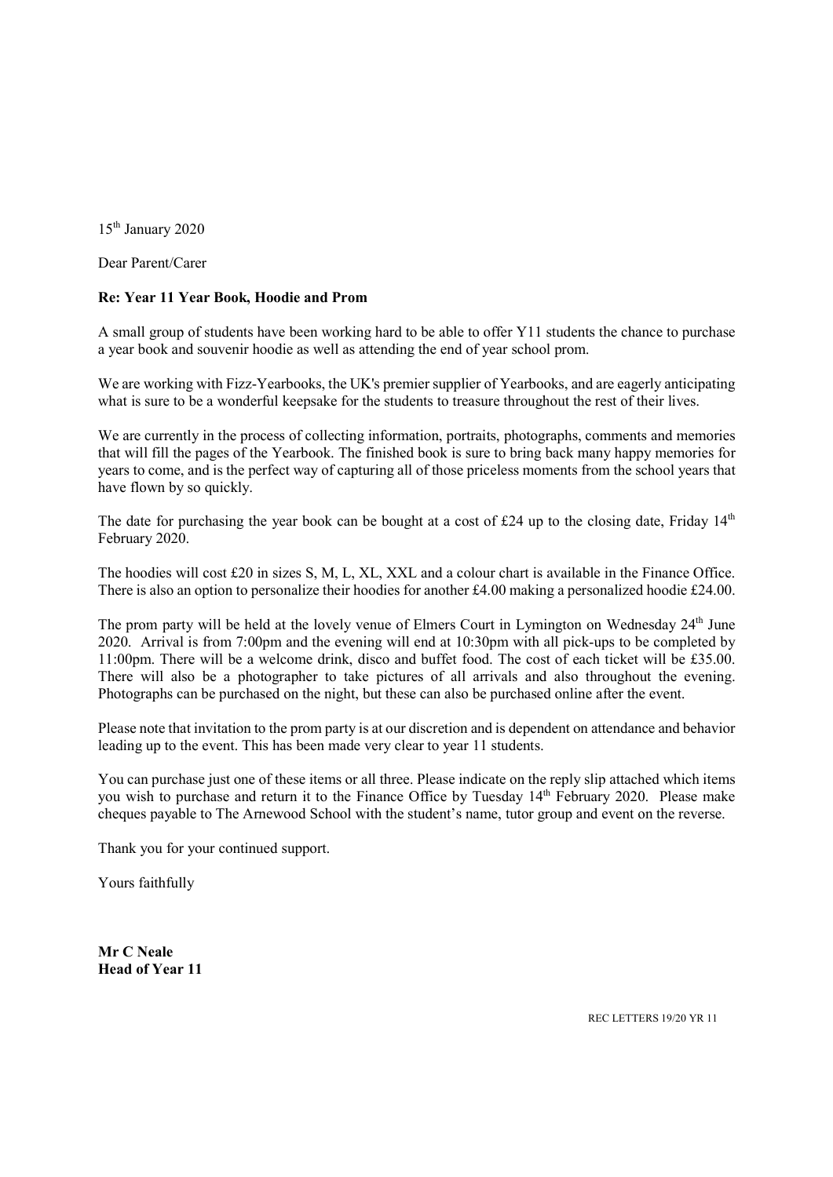15th January 2020

Dear Parent/Carer

**Re: Year 11 Year Book, Hoodie and Prom**

A small group of students have been working hard to be able to offer Y11 students the chance to purchase a year book and souvenir hoodie as well as attending the end of year school prom.

We are working with Fizz-Yearbooks, the UK's premier supplier of Yearbooks, and are eagerly anticipating what is sure to be a wonderful keepsake for the students to treasure throughout the rest of their lives.

We are currently in the process of collecting information, portraits, photographs, comments and memories that will fill the pages of the Yearbook. The finished book is sure to bring back many happy memories for years to come, and is the perfect way of capturing all of those priceless moments from the school years that have flown by so quickly.

The date for purchasing the year book can be bought at a cost of £24 up to the closing date, Friday 14th February 2020.

The hoodies will cost £20 in sizes S, M, L, XL, XXL and a colour chart is available in the Finance Office. There is also an option to personalize their hoodies for another £4.00 making a personalized hoodie £24.00.

The prom party will be held at the lovely venue of Elmers Court in Lymington on Wednesday 24th June 2020. Arrival is from 7:00pm and the evening will end at 10:30pm with all pick-ups to be completed by 11:00pm. There will be a welcome drink, disco and buffet food. The cost of each ticket will be £35.00. There will also be a photographer to take pictures of all arrivals and also throughout the evening. Photographs can be purchased on the night, but these can also be purchased online after the event.

Please note that invitation to the prom party is at our discretion and is dependent on attendance and behavior leading up to the event. This has been made very clear to year 11 students.

You can purchase just one of these items or all three. Please indicate on the reply slip attached which items you wish to purchase and return it to the Finance Office by Tuesday 14th February 2020. Please make cheques payable to The Arnewood School with the student's name, tutor group and event on the reverse.

Thank you for your continued support.

Yours faithfully

**Mr C Neale**
**Head of Year 11**

REC LETTERS 19/20 YR 11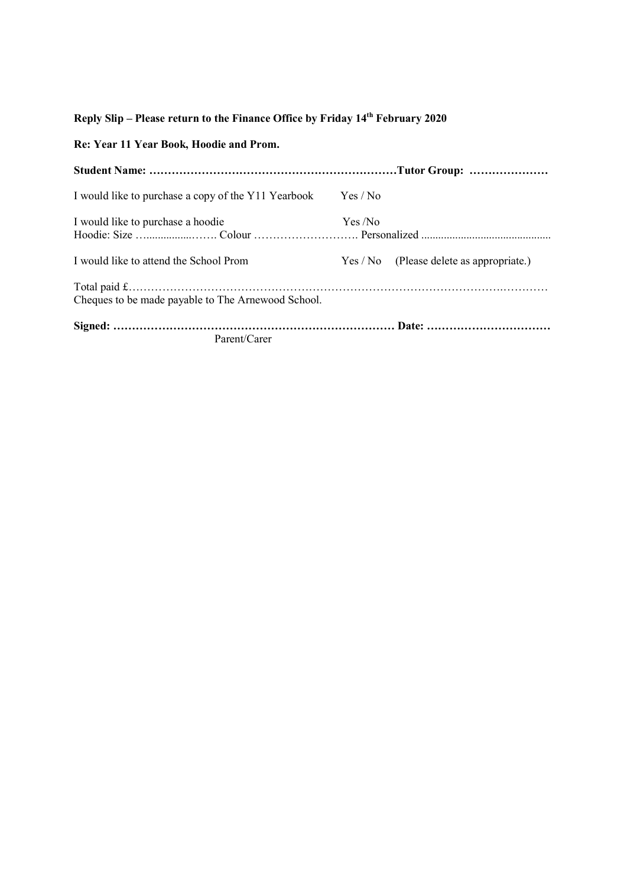**Reply Slip – Please return to the Finance Office by Friday 14th February 2020**

**Re: Year 11 Year Book, Hoodie and Prom.**

**Student Name: …………………………………………………………Tutor Group: …………………**

I would like to purchase a copy of the Y11 Yearbook Yes / No

I would like to purchase a hoodie Yes /No
Hoodie: Size …...................……. Colour ………………………. Personalized .............................................

I would like to attend the School Prom Yes / No (Please delete as appropriate.)

Total paid £………………………………………………………………………………………….…………
Cheques to be made payable to The Arnewood School.

**Signed: ………………………………………………………………… Date: ……………………………**
Parent/Carer